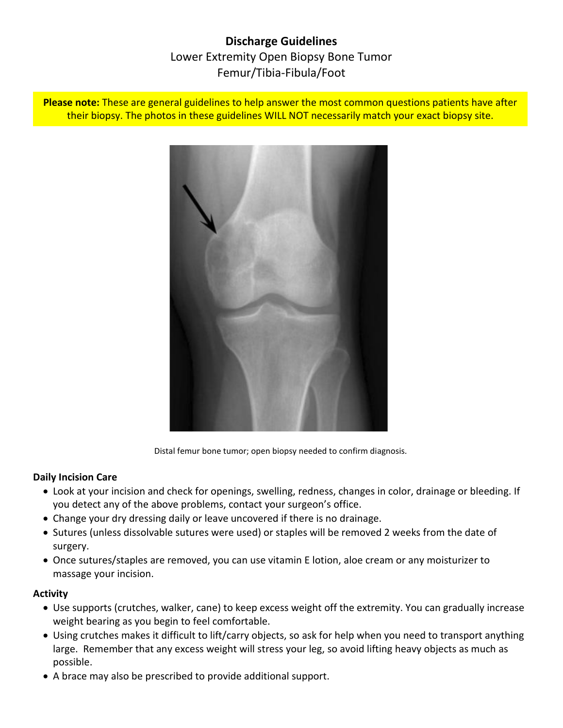# Discharge Guidelines

Lower Extremity Open Biopsy Bone Tumor
Femur/Tibia-Fibula/Foot

**Please note:** These are general guidelines to help answer the most common questions patients have after their biopsy. The photos in these guidelines WILL NOT necessarily match your exact biopsy site.

Distal femur bone tumor; open biopsy needed to confirm diagnosis.

### Daily Incision Care

- Look at your incision and check for openings, swelling, redness, changes in color, drainage or bleeding. If you detect any of the above problems, contact your surgeon's office.
- Change your dry dressing daily or leave uncovered if there is no drainage.
- Sutures (unless dissolvable sutures were used) or staples will be removed 2 weeks from the date of surgery.
- Once sutures/staples are removed, you can use vitamin E lotion, aloe cream or any moisturizer to massage your incision.

### Activity

- Use supports (crutches, walker, cane) to keep excess weight off the extremity. You can gradually increase weight bearing as you begin to feel comfortable.
- Using crutches makes it difficult to lift/carry objects, so ask for help when you need to transport anything large. Remember that any excess weight will stress your leg, so avoid lifting heavy objects as much as possible.
- A brace may also be prescribed to provide additional support.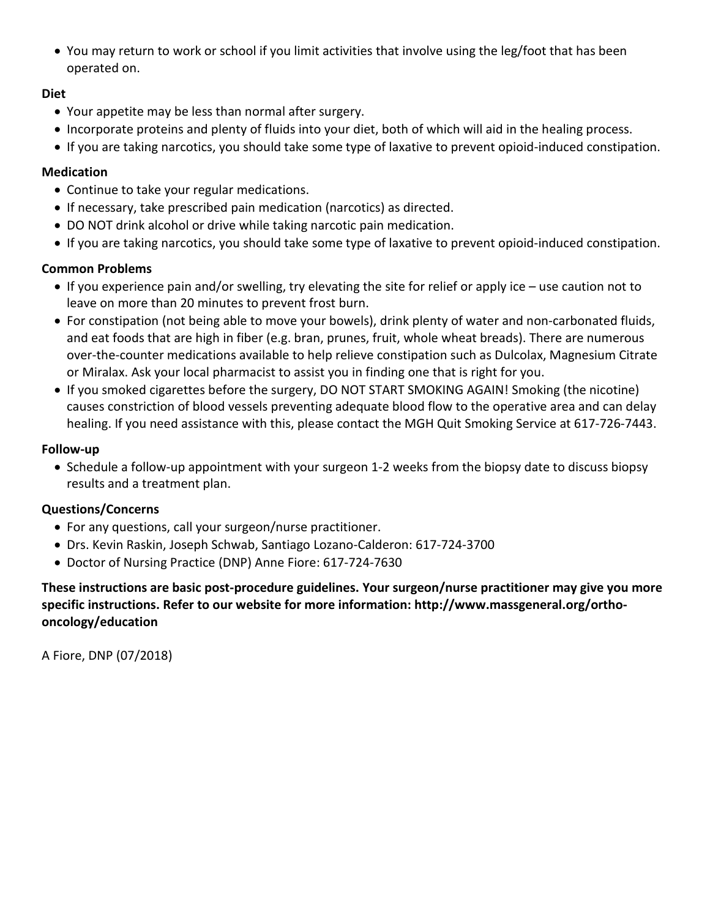- You may return to work or school if you limit activities that involve using the leg/foot that has been operated on.

**Diet**

- Your appetite may be less than normal after surgery.
- Incorporate proteins and plenty of fluids into your diet, both of which will aid in the healing process.
- If you are taking narcotics, you should take some type of laxative to prevent opioid-induced constipation.

**Medication**

- Continue to take your regular medications.
- If necessary, take prescribed pain medication (narcotics) as directed.
- DO NOT drink alcohol or drive while taking narcotic pain medication.
- If you are taking narcotics, you should take some type of laxative to prevent opioid-induced constipation.

**Common Problems**

- If you experience pain and/or swelling, try elevating the site for relief or apply ice – use caution not to leave on more than 20 minutes to prevent frost burn.
- For constipation (not being able to move your bowels), drink plenty of water and non-carbonated fluids, and eat foods that are high in fiber (e.g. bran, prunes, fruit, whole wheat breads). There are numerous over-the-counter medications available to help relieve constipation such as Dulcolax, Magnesium Citrate or Miralax. Ask your local pharmacist to assist you in finding one that is right for you.
- If you smoked cigarettes before the surgery, DO NOT START SMOKING AGAIN! Smoking (the nicotine) causes constriction of blood vessels preventing adequate blood flow to the operative area and can delay healing. If you need assistance with this, please contact the MGH Quit Smoking Service at 617-726-7443.

**Follow-up**

- Schedule a follow-up appointment with your surgeon 1-2 weeks from the biopsy date to discuss biopsy results and a treatment plan.

**Questions/Concerns**

- For any questions, call your surgeon/nurse practitioner.
- Drs. Kevin Raskin, Joseph Schwab, Santiago Lozano-Calderon: 617-724-3700
- Doctor of Nursing Practice (DNP) Anne Fiore: 617-724-7630

**These instructions are basic post-procedure guidelines. Your surgeon/nurse practitioner may give you more specific instructions. Refer to our website for more information: http://www.massgeneral.org/ortho-oncology/education**

A Fiore, DNP (07/2018)